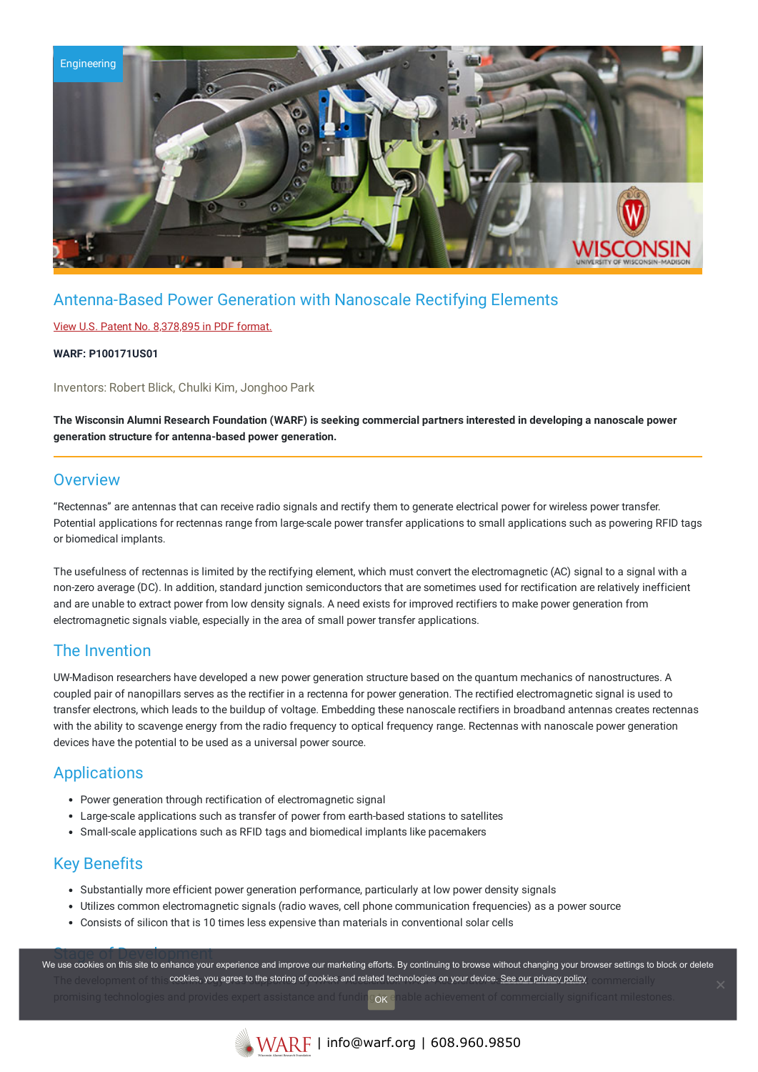Engineering

# Antenna-Based Power Generation with Nanoscale Rectifying Elements

View U.S. Patent No. 8,378,895 in PDF format.

**WARF: P100171US01**

Inventors: Robert Blick, Chulki Kim, Jonghoo Park

**The Wisconsin Alumni Research Foundation (WARF) is seeking commercial partners interested in developing a nanoscale power generation structure for antenna-based power generation.**

## Overview

"Rectennas" are antennas that can receive radio signals and rectify them to generate electrical power for wireless power transfer. Potential applications for rectennas range from large-scale power transfer applications to small applications such as powering RFID tags or biomedical implants.

The usefulness of rectennas is limited by the rectifying element, which must convert the electromagnetic (AC) signal to a signal with a non-zero average (DC). In addition, standard junction semiconductors that are sometimes used for rectification are relatively inefficient and are unable to extract power from low density signals. A need exists for improved rectifiers to make power generation from electromagnetic signals viable, especially in the area of small power transfer applications.

## The Invention

UW-Madison researchers have developed a new power generation structure based on the quantum mechanics of nanostructures. A coupled pair of nanopillars serves as the rectifier in a rectenna for power generation. The rectified electromagnetic signal is used to transfer electrons, which leads to the buildup of voltage. Embedding these nanoscale rectifiers in broadband antennas creates rectennas with the ability to scavenge energy from the radio frequency to optical frequency range. Rectennas with nanoscale power generation devices have the potential to be used as a universal power source.

## Applications

- Power generation through rectification of electromagnetic signal
- Large-scale applications such as transfer of power from earth-based stations to satellites
- Small-scale applications such as RFID tags and biomedical implants like pacemakers

## Key Benefits

- Substantially more efficient power generation performance, particularly at low power density signals
- Utilizes common electromagnetic signals (radio waves, cell phone communication frequencies) as a power source
- Consists of silicon that is 10 times less expensive than materials in conventional solar cells

## Stage of Development

The development of this ... commercially promising technologies and provides expert assistance and fundin... enable achievement of commercially significant milestones.

We use cookies on this site to enhance your experience and improve our marketing efforts. By continuing to browse without changing your browser settings to block or delete cookies, you agree to the storing of cookies and related technologies on your device. See our privacy policy

OK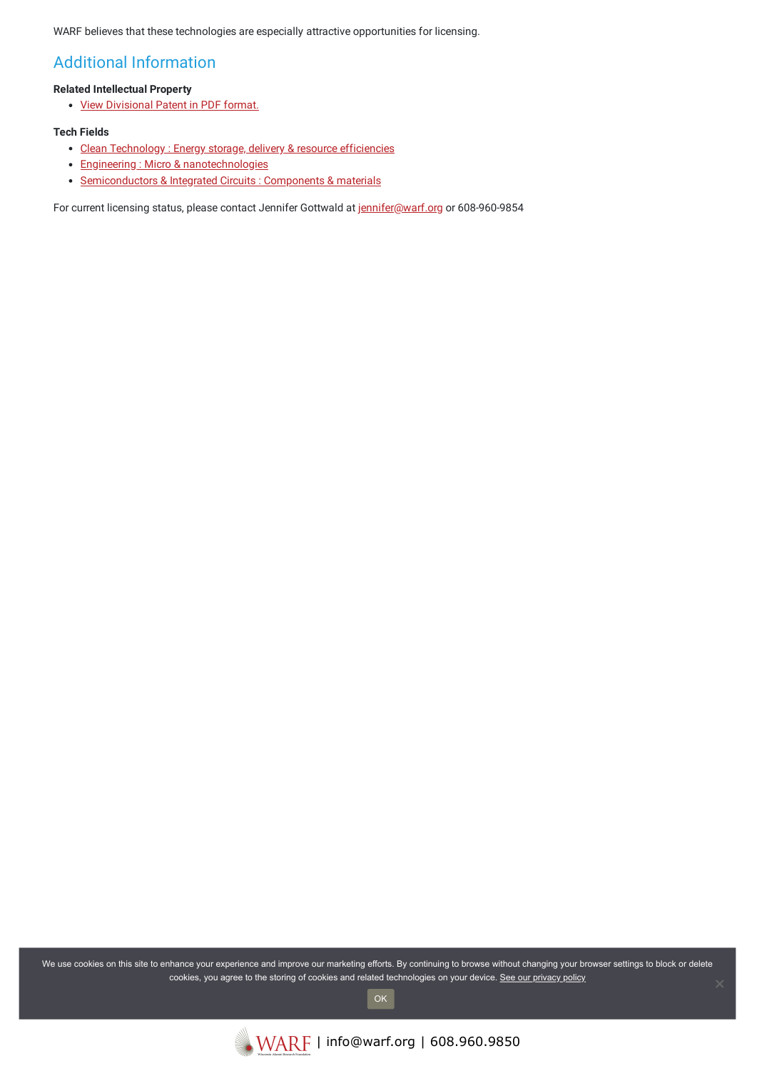WARF believes that these technologies are especially attractive opportunities for licensing.

## Additional Information

**Related Intellectual Property**

- View Divisional Patent in PDF format.

**Tech Fields**

- Clean Technology : Energy storage, delivery & resource efficiencies
- Engineering : Micro & nanotechnologies
- Semiconductors & Integrated Circuits : Components & materials

For current licensing status, please contact Jennifer Gottwald at jennifer@warf.org or 608-960-9854